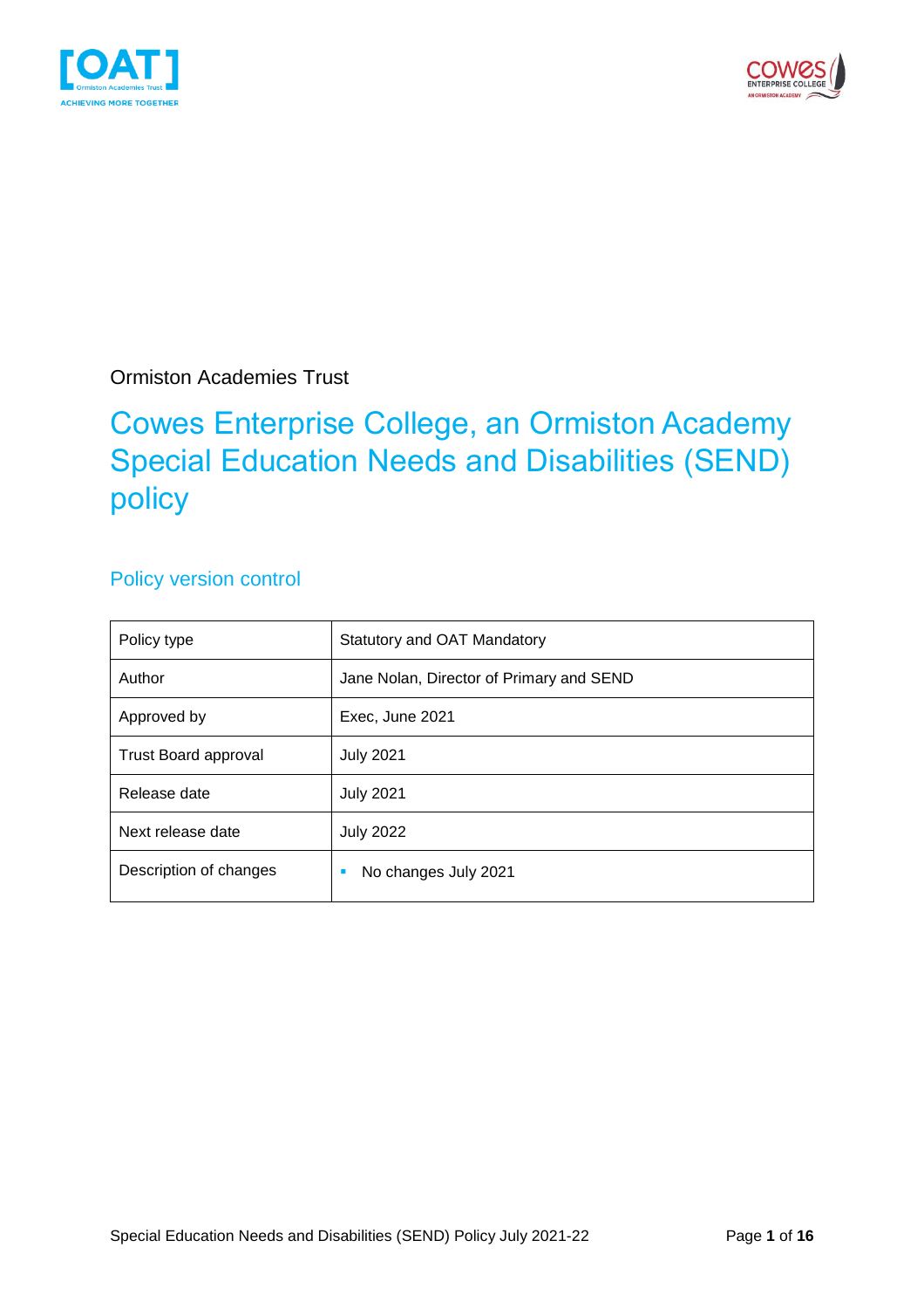Ormiston Academies Trust

# Cowes Enterprise College, an Ormiston Academy Special Education Needs and Disabilities (SEND) policy

## Policy version control

| Policy type | Statutory and OAT Mandatory |
| --- | --- |
| Author | Jane Nolan, Director of Primary and SEND |
| Approved by | Exec, June 2021 |
| Trust Board approval | July 2021 |
| Release date | July 2021 |
| Next release date | July 2022 |
| Description of changes | ▪ No changes July 2021 |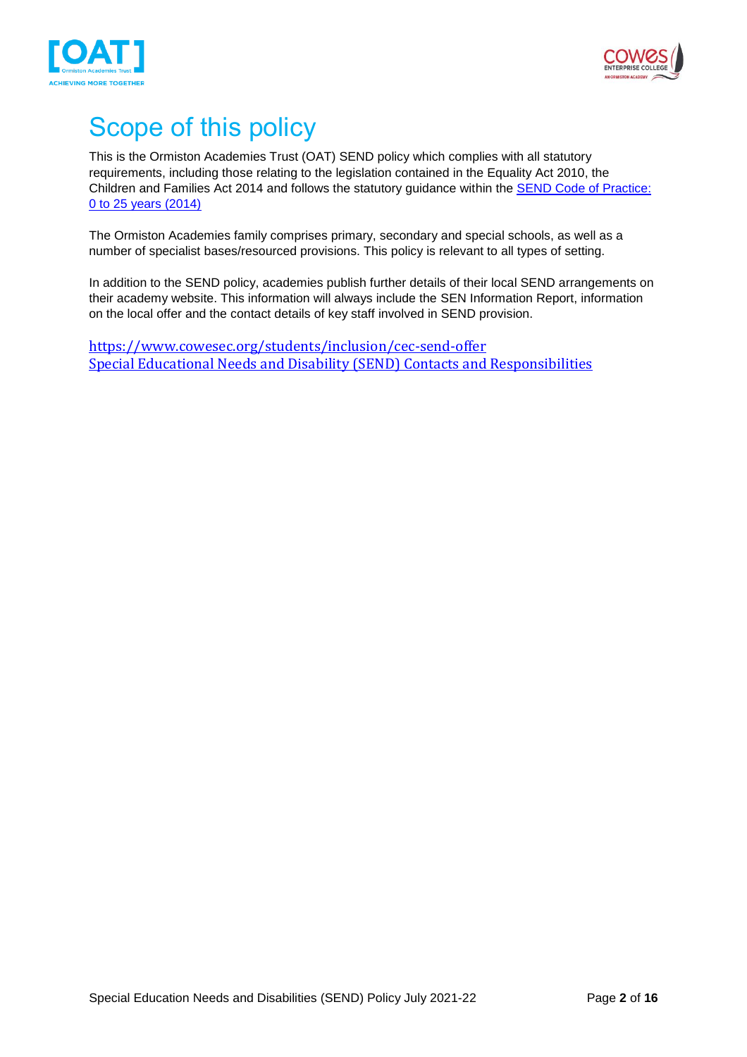# Scope of this policy

This is the Ormiston Academies Trust (OAT) SEND policy which complies with all statutory requirements, including those relating to the legislation contained in the Equality Act 2010, the Children and Families Act 2014 and follows the statutory guidance within the [SEND Code of Practice: 0 to 25 years (2014)](#)

The Ormiston Academies family comprises primary, secondary and special schools, as well as a number of specialist bases/resourced provisions. This policy is relevant to all types of setting.

In addition to the SEND policy, academies publish further details of their local SEND arrangements on their academy website. This information will always include the SEN Information Report, information on the local offer and the contact details of key staff involved in SEND provision.

[https://www.cowesec.org/students/inclusion/cec-send-offer](https://www.cowesec.org/students/inclusion/cec-send-offer)
[Special Educational Needs and Disability (SEND) Contacts and Responsibilities](#)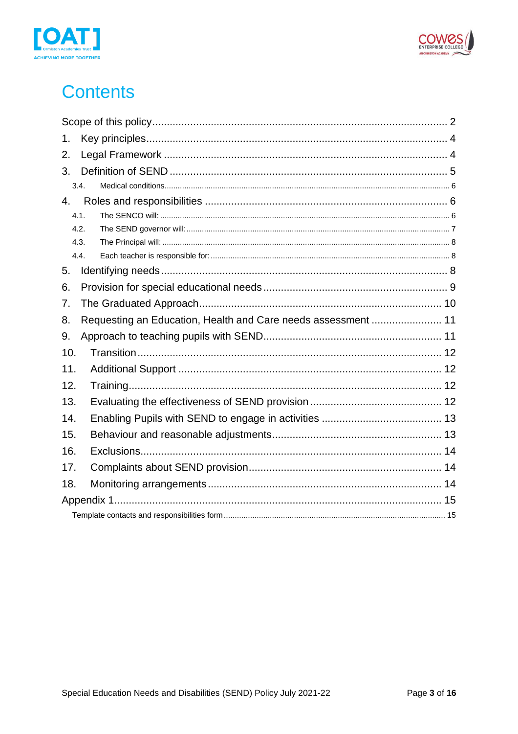# Contents

Scope of this policy .......... 2

1. Key principles .......... 4
2. Legal Framework .......... 4
3. Definition of SEND .......... 5
   - 3.4. Medical conditions .......... 6
4. Roles and responsibilities .......... 6
   - 4.1. The SENCO will: .......... 6
   - 4.2. The SEND governor will: .......... 7
   - 4.3. The Principal will: .......... 8
   - 4.4. Each teacher is responsible for: .......... 8
5. Identifying needs .......... 8
6. Provision for special educational needs .......... 9
7. The Graduated Approach .......... 10
8. Requesting an Education, Health and Care needs assessment .......... 11
9. Approach to teaching pupils with SEND .......... 11
10. Transition .......... 12
11. Additional Support .......... 12
12. Training .......... 12
13. Evaluating the effectiveness of SEND provision .......... 12
14. Enabling Pupils with SEND to engage in activities .......... 13
15. Behaviour and reasonable adjustments .......... 13
16. Exclusions .......... 14
17. Complaints about SEND provision .......... 14
18. Monitoring arrangements .......... 14

Appendix 1 .......... 15

- Template contacts and responsibilities form .......... 15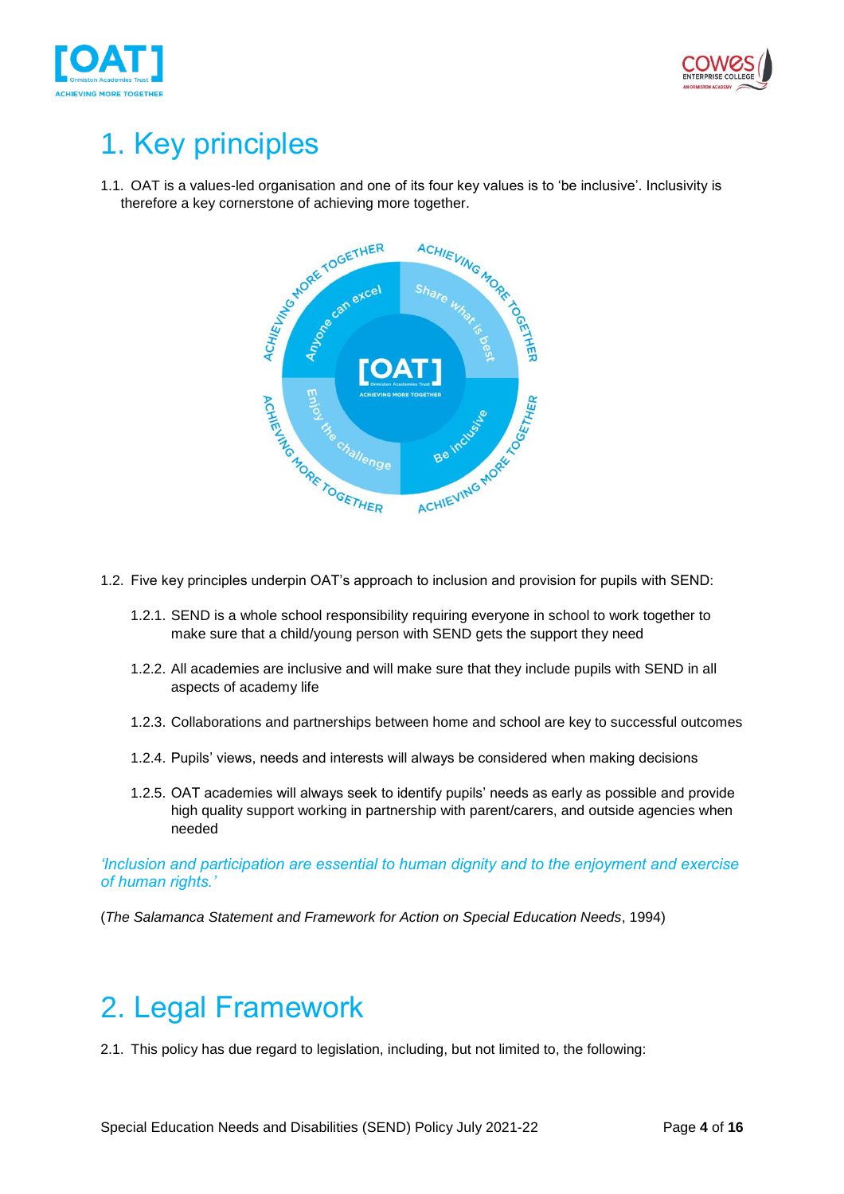# 1. Key principles

1.1. OAT is a values-led organisation and one of its four key values is to 'be inclusive'. Inclusivity is therefore a key cornerstone of achieving more together.

1.2. Five key principles underpin OAT's approach to inclusion and provision for pupils with SEND:

1.2.1. SEND is a whole school responsibility requiring everyone in school to work together to make sure that a child/young person with SEND gets the support they need

1.2.2. All academies are inclusive and will make sure that they include pupils with SEND in all aspects of academy life

1.2.3. Collaborations and partnerships between home and school are key to successful outcomes

1.2.4. Pupils' views, needs and interests will always be considered when making decisions

1.2.5. OAT academies will always seek to identify pupils' needs as early as possible and provide high quality support working in partnership with parent/carers, and outside agencies when needed

*'Inclusion and participation are essential to human dignity and to the enjoyment and exercise of human rights.'*

(*The Salamanca Statement and Framework for Action on Special Education Needs*, 1994)

# 2. Legal Framework

2.1. This policy has due regard to legislation, including, but not limited to, the following: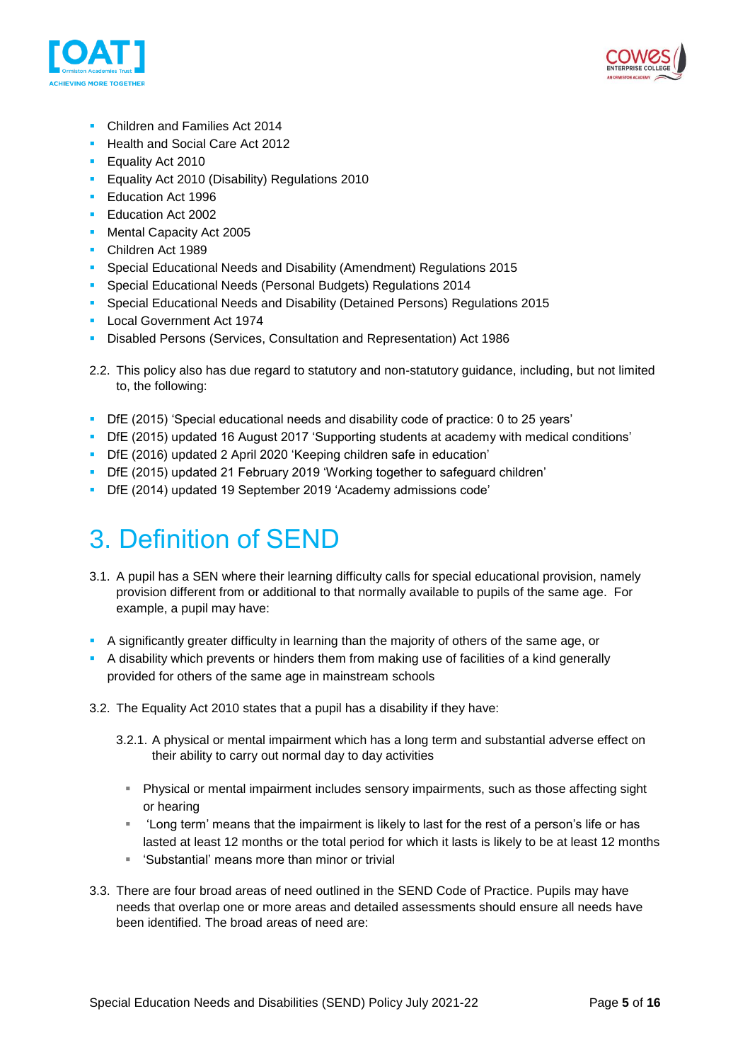- Children and Families Act 2014
- Health and Social Care Act 2012
- Equality Act 2010
- Equality Act 2010 (Disability) Regulations 2010
- Education Act 1996
- Education Act 2002
- Mental Capacity Act 2005
- Children Act 1989
- Special Educational Needs and Disability (Amendment) Regulations 2015
- Special Educational Needs (Personal Budgets) Regulations 2014
- Special Educational Needs and Disability (Detained Persons) Regulations 2015
- Local Government Act 1974
- Disabled Persons (Services, Consultation and Representation) Act 1986

2.2. This policy also has due regard to statutory and non-statutory guidance, including, but not limited to, the following:

- DfE (2015) 'Special educational needs and disability code of practice: 0 to 25 years'
- DfE (2015) updated 16 August 2017 'Supporting students at academy with medical conditions'
- DfE (2016) updated 2 April 2020 'Keeping children safe in education'
- DfE (2015) updated 21 February 2019 'Working together to safeguard children'
- DfE (2014) updated 19 September 2019 'Academy admissions code'

# 3. Definition of SEND

3.1. A pupil has a SEN where their learning difficulty calls for special educational provision, namely provision different from or additional to that normally available to pupils of the same age. For example, a pupil may have:

- A significantly greater difficulty in learning than the majority of others of the same age, or
- A disability which prevents or hinders them from making use of facilities of a kind generally provided for others of the same age in mainstream schools

3.2. The Equality Act 2010 states that a pupil has a disability if they have:

3.2.1. A physical or mental impairment which has a long term and substantial adverse effect on their ability to carry out normal day to day activities

- Physical or mental impairment includes sensory impairments, such as those affecting sight or hearing
- 'Long term' means that the impairment is likely to last for the rest of a person's life or has lasted at least 12 months or the total period for which it lasts is likely to be at least 12 months
- 'Substantial' means more than minor or trivial

3.3. There are four broad areas of need outlined in the SEND Code of Practice. Pupils may have needs that overlap one or more areas and detailed assessments should ensure all needs have been identified. The broad areas of need are: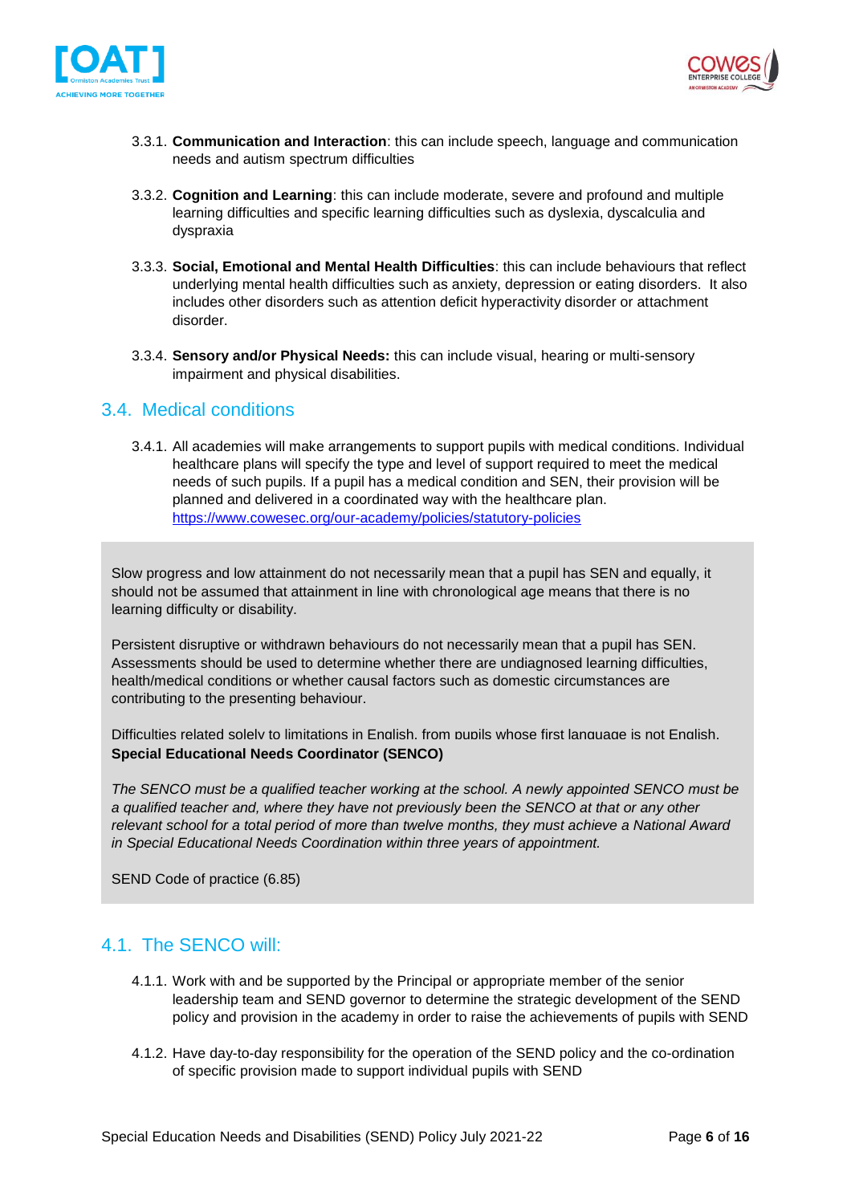3.3.1. **Communication and Interaction**: this can include speech, language and communication needs and autism spectrum difficulties

3.3.2. **Cognition and Learning**: this can include moderate, severe and profound and multiple learning difficulties and specific learning difficulties such as dyslexia, dyscalculia and dyspraxia

3.3.3. **Social, Emotional and Mental Health Difficulties**: this can include behaviours that reflect underlying mental health difficulties such as anxiety, depression or eating disorders. It also includes other disorders such as attention deficit hyperactivity disorder or attachment disorder.

3.3.4. **Sensory and/or Physical Needs:** this can include visual, hearing or multi-sensory impairment and physical disabilities.

## 3.4. Medical conditions

3.4.1. All academies will make arrangements to support pupils with medical conditions. Individual healthcare plans will specify the type and level of support required to meet the medical needs of such pupils. If a pupil has a medical condition and SEN, their provision will be planned and delivered in a coordinated way with the healthcare plan. https://www.cowesec.org/our-academy/policies/statutory-policies

Slow progress and low attainment do not necessarily mean that a pupil has SEN and equally, it should not be assumed that attainment in line with chronological age means that there is no learning difficulty or disability.

Persistent disruptive or withdrawn behaviours do not necessarily mean that a pupil has SEN. Assessments should be used to determine whether there are undiagnosed learning difficulties, health/medical conditions or whether causal factors such as domestic circumstances are contributing to the presenting behaviour.

Difficulties related solely to limitations in English, from pupils whose first language is not English.

**Special Educational Needs Coordinator (SENCO)**

*The SENCO must be a qualified teacher working at the school. A newly appointed SENCO must be a qualified teacher and, where they have not previously been the SENCO at that or any other relevant school for a total period of more than twelve months, they must achieve a National Award in Special Educational Needs Coordination within three years of appointment.*

SEND Code of practice (6.85)

## 4.1. The SENCO will:

4.1.1. Work with and be supported by the Principal or appropriate member of the senior leadership team and SEND governor to determine the strategic development of the SEND policy and provision in the academy in order to raise the achievements of pupils with SEND

4.1.2. Have day-to-day responsibility for the operation of the SEND policy and the co-ordination of specific provision made to support individual pupils with SEND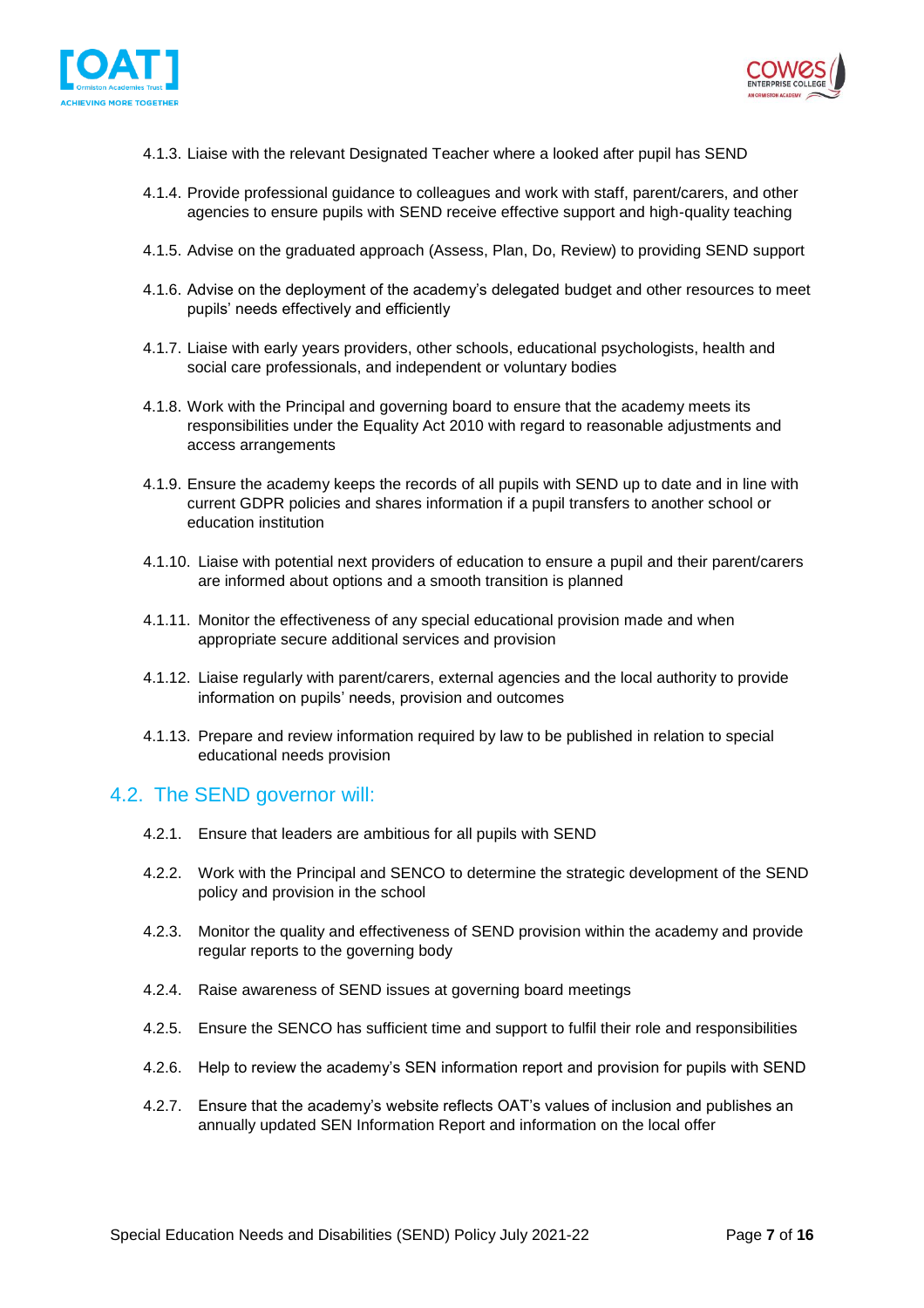4.1.3. Liaise with the relevant Designated Teacher where a looked after pupil has SEND

4.1.4. Provide professional guidance to colleagues and work with staff, parent/carers, and other agencies to ensure pupils with SEND receive effective support and high-quality teaching

4.1.5. Advise on the graduated approach (Assess, Plan, Do, Review) to providing SEND support

4.1.6. Advise on the deployment of the academy's delegated budget and other resources to meet pupils' needs effectively and efficiently

4.1.7. Liaise with early years providers, other schools, educational psychologists, health and social care professionals, and independent or voluntary bodies

4.1.8. Work with the Principal and governing board to ensure that the academy meets its responsibilities under the Equality Act 2010 with regard to reasonable adjustments and access arrangements

4.1.9. Ensure the academy keeps the records of all pupils with SEND up to date and in line with current GDPR policies and shares information if a pupil transfers to another school or education institution

4.1.10. Liaise with potential next providers of education to ensure a pupil and their parent/carers are informed about options and a smooth transition is planned

4.1.11. Monitor the effectiveness of any special educational provision made and when appropriate secure additional services and provision

4.1.12. Liaise regularly with parent/carers, external agencies and the local authority to provide information on pupils' needs, provision and outcomes

4.1.13. Prepare and review information required by law to be published in relation to special educational needs provision

## 4.2. The SEND governor will:

4.2.1. Ensure that leaders are ambitious for all pupils with SEND

4.2.2. Work with the Principal and SENCO to determine the strategic development of the SEND policy and provision in the school

4.2.3. Monitor the quality and effectiveness of SEND provision within the academy and provide regular reports to the governing body

4.2.4. Raise awareness of SEND issues at governing board meetings

4.2.5. Ensure the SENCO has sufficient time and support to fulfil their role and responsibilities

4.2.6. Help to review the academy's SEN information report and provision for pupils with SEND

4.2.7. Ensure that the academy's website reflects OAT's values of inclusion and publishes an annually updated SEN Information Report and information on the local offer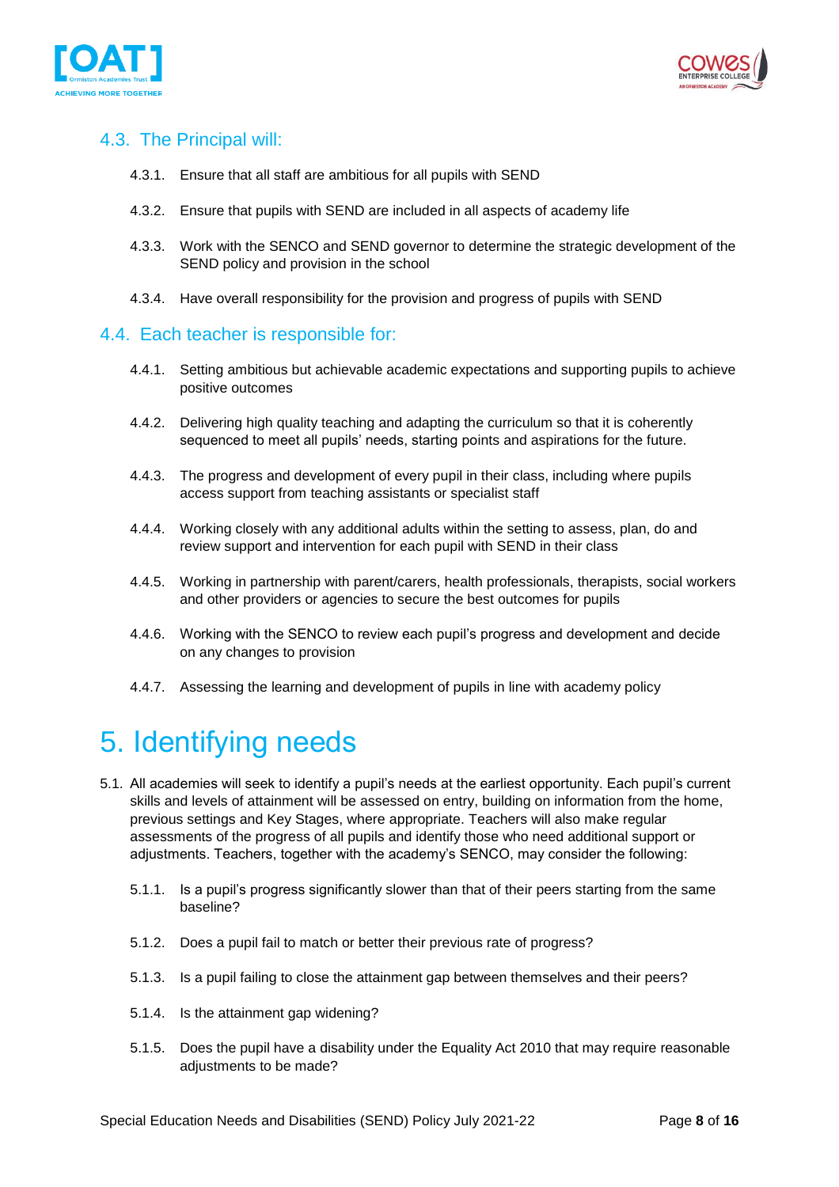## 4.3. The Principal will:

4.3.1. Ensure that all staff are ambitious for all pupils with SEND

4.3.2. Ensure that pupils with SEND are included in all aspects of academy life

4.3.3. Work with the SENCO and SEND governor to determine the strategic development of the SEND policy and provision in the school

4.3.4. Have overall responsibility for the provision and progress of pupils with SEND

## 4.4. Each teacher is responsible for:

4.4.1. Setting ambitious but achievable academic expectations and supporting pupils to achieve positive outcomes

4.4.2. Delivering high quality teaching and adapting the curriculum so that it is coherently sequenced to meet all pupils' needs, starting points and aspirations for the future.

4.4.3. The progress and development of every pupil in their class, including where pupils access support from teaching assistants or specialist staff

4.4.4. Working closely with any additional adults within the setting to assess, plan, do and review support and intervention for each pupil with SEND in their class

4.4.5. Working in partnership with parent/carers, health professionals, therapists, social workers and other providers or agencies to secure the best outcomes for pupils

4.4.6. Working with the SENCO to review each pupil's progress and development and decide on any changes to provision

4.4.7. Assessing the learning and development of pupils in line with academy policy

# 5. Identifying needs

5.1. All academies will seek to identify a pupil's needs at the earliest opportunity. Each pupil's current skills and levels of attainment will be assessed on entry, building on information from the home, previous settings and Key Stages, where appropriate. Teachers will also make regular assessments of the progress of all pupils and identify those who need additional support or adjustments. Teachers, together with the academy's SENCO, may consider the following:

5.1.1. Is a pupil's progress significantly slower than that of their peers starting from the same baseline?

5.1.2. Does a pupil fail to match or better their previous rate of progress?

5.1.3. Is a pupil failing to close the attainment gap between themselves and their peers?

5.1.4. Is the attainment gap widening?

5.1.5. Does the pupil have a disability under the Equality Act 2010 that may require reasonable adjustments to be made?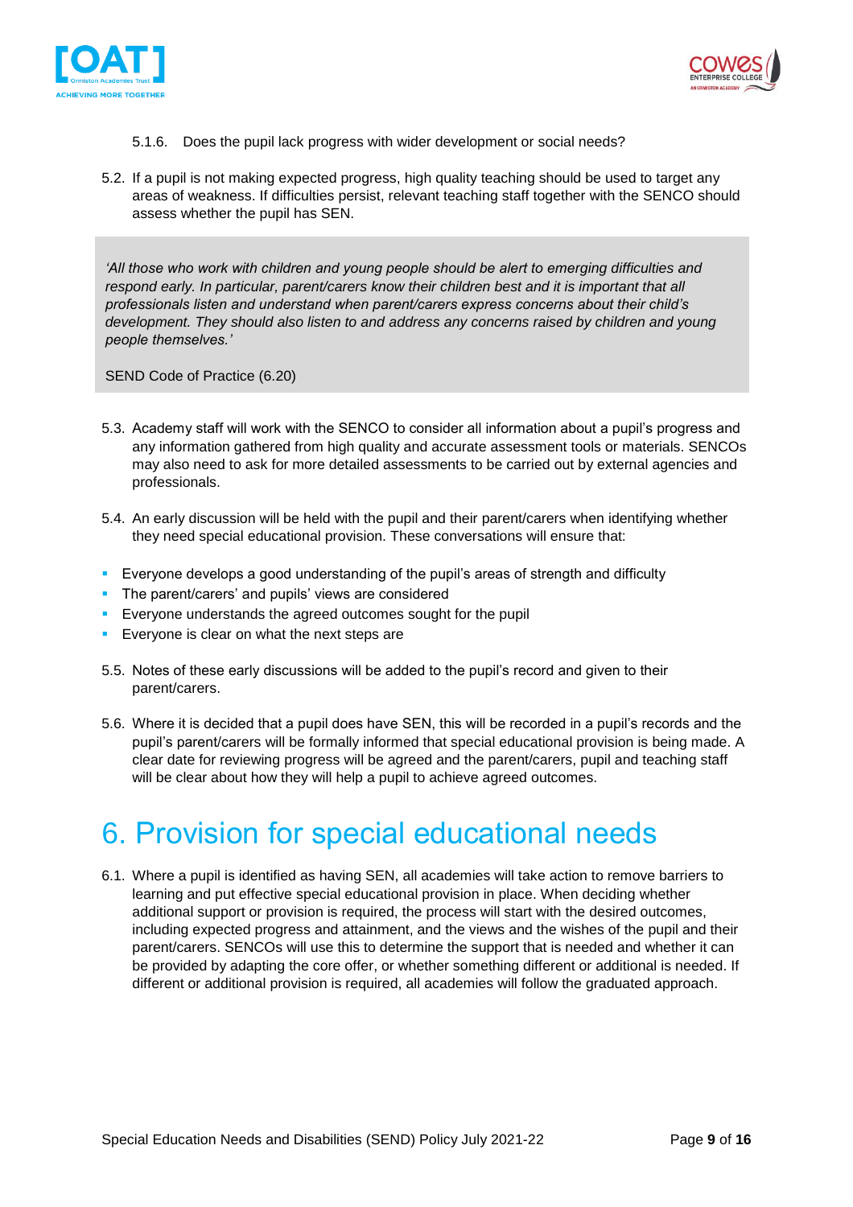5.1.6. Does the pupil lack progress with wider development or social needs?

5.2. If a pupil is not making expected progress, high quality teaching should be used to target any areas of weakness. If difficulties persist, relevant teaching staff together with the SENCO should assess whether the pupil has SEN.

> *'All those who work with children and young people should be alert to emerging difficulties and respond early. In particular, parent/carers know their children best and it is important that all professionals listen and understand when parent/carers express concerns about their child's development. They should also listen to and address any concerns raised by children and young people themselves.'*
>
> SEND Code of Practice (6.20)

5.3. Academy staff will work with the SENCO to consider all information about a pupil's progress and any information gathered from high quality and accurate assessment tools or materials. SENCOs may also need to ask for more detailed assessments to be carried out by external agencies and professionals.

5.4. An early discussion will be held with the pupil and their parent/carers when identifying whether they need special educational provision. These conversations will ensure that:

- Everyone develops a good understanding of the pupil's areas of strength and difficulty
- The parent/carers' and pupils' views are considered
- Everyone understands the agreed outcomes sought for the pupil
- Everyone is clear on what the next steps are

5.5. Notes of these early discussions will be added to the pupil's record and given to their parent/carers.

5.6. Where it is decided that a pupil does have SEN, this will be recorded in a pupil's records and the pupil's parent/carers will be formally informed that special educational provision is being made. A clear date for reviewing progress will be agreed and the parent/carers, pupil and teaching staff will be clear about how they will help a pupil to achieve agreed outcomes.

# 6. Provision for special educational needs

6.1. Where a pupil is identified as having SEN, all academies will take action to remove barriers to learning and put effective special educational provision in place. When deciding whether additional support or provision is required, the process will start with the desired outcomes, including expected progress and attainment, and the views and the wishes of the pupil and their parent/carers. SENCOs will use this to determine the support that is needed and whether it can be provided by adapting the core offer, or whether something different or additional is needed. If different or additional provision is required, all academies will follow the graduated approach.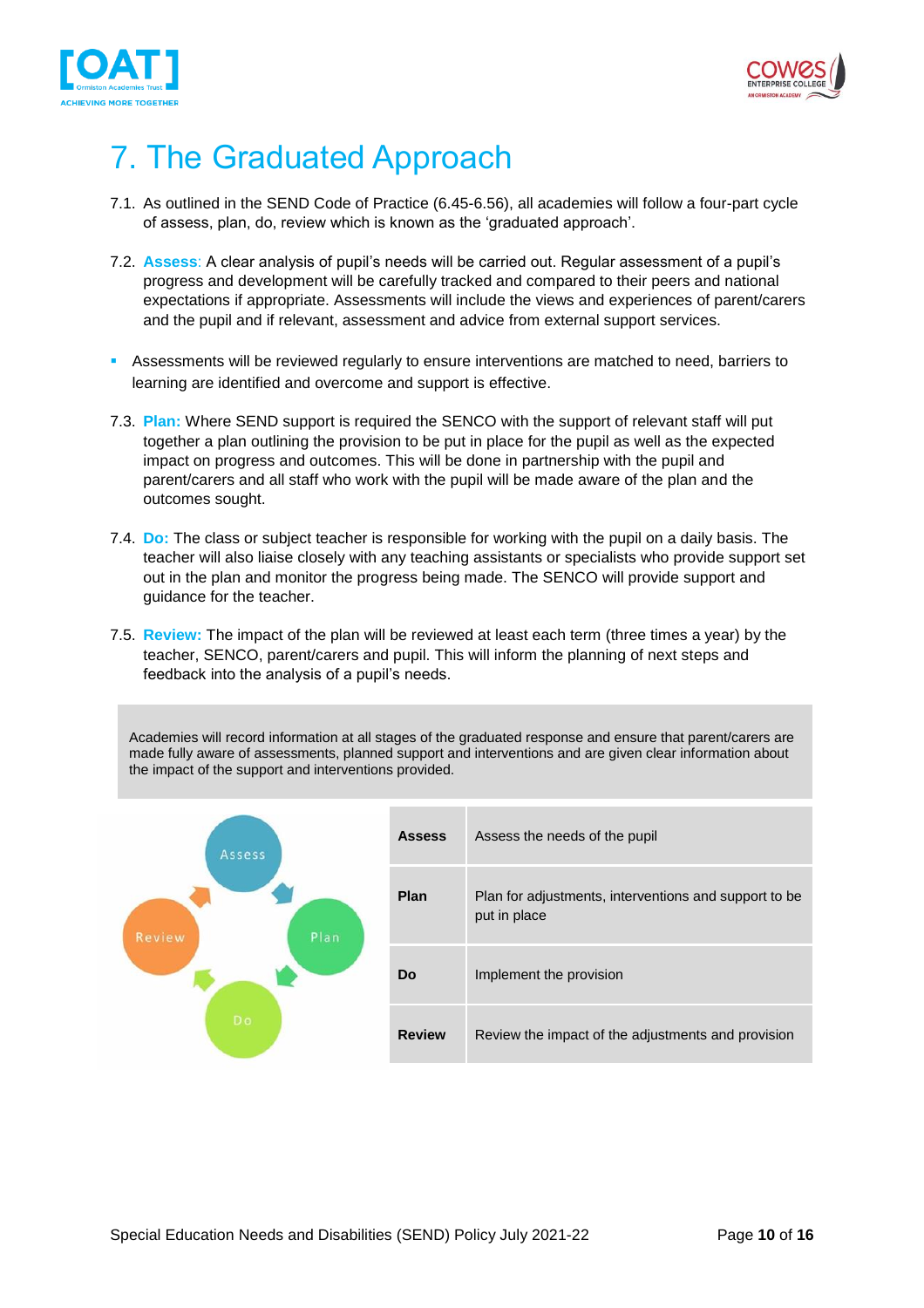# 7. The Graduated Approach

7.1. As outlined in the SEND Code of Practice (6.45-6.56), all academies will follow a four-part cycle of assess, plan, do, review which is known as the 'graduated approach'.

7.2. **Assess**: A clear analysis of pupil's needs will be carried out. Regular assessment of a pupil's progress and development will be carefully tracked and compared to their peers and national expectations if appropriate. Assessments will include the views and experiences of parent/carers and the pupil and if relevant, assessment and advice from external support services.

- Assessments will be reviewed regularly to ensure interventions are matched to need, barriers to learning are identified and overcome and support is effective.

7.3. **Plan:** Where SEND support is required the SENCO with the support of relevant staff will put together a plan outlining the provision to be put in place for the pupil as well as the expected impact on progress and outcomes. This will be done in partnership with the pupil and parent/carers and all staff who work with the pupil will be made aware of the plan and the outcomes sought.

7.4. **Do:** The class or subject teacher is responsible for working with the pupil on a daily basis. The teacher will also liaise closely with any teaching assistants or specialists who provide support set out in the plan and monitor the progress being made. The SENCO will provide support and guidance for the teacher.

7.5. **Review:** The impact of the plan will be reviewed at least each term (three times a year) by the teacher, SENCO, parent/carers and pupil. This will inform the planning of next steps and feedback into the analysis of a pupil's needs.

Academies will record information at all stages of the graduated response and ensure that parent/carers are made fully aware of assessments, planned support and interventions and are given clear information about the impact of the support and interventions provided.

| | |
|---|---|
| **Assess** | Assess the needs of the pupil |
| **Plan** | Plan for adjustments, interventions and support to be put in place |
| **Do** | Implement the provision |
| **Review** | Review the impact of the adjustments and provision |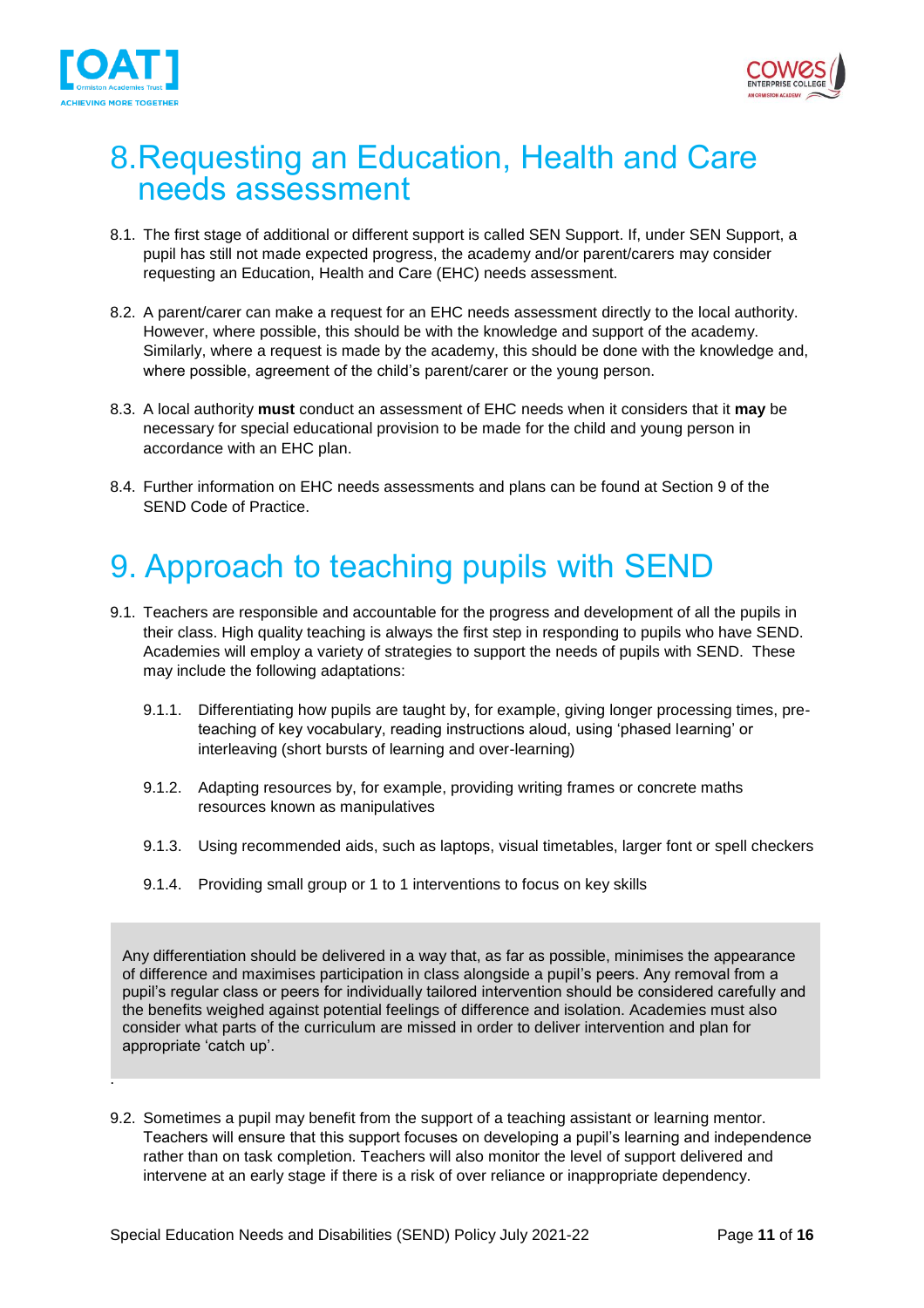# 8. Requesting an Education, Health and Care needs assessment

8.1. The first stage of additional or different support is called SEN Support. If, under SEN Support, a pupil has still not made expected progress, the academy and/or parent/carers may consider requesting an Education, Health and Care (EHC) needs assessment.

8.2. A parent/carer can make a request for an EHC needs assessment directly to the local authority. However, where possible, this should be with the knowledge and support of the academy. Similarly, where a request is made by the academy, this should be done with the knowledge and, where possible, agreement of the child's parent/carer or the young person.

8.3. A local authority **must** conduct an assessment of EHC needs when it considers that it **may** be necessary for special educational provision to be made for the child and young person in accordance with an EHC plan.

8.4. Further information on EHC needs assessments and plans can be found at Section 9 of the SEND Code of Practice.

# 9. Approach to teaching pupils with SEND

9.1. Teachers are responsible and accountable for the progress and development of all the pupils in their class. High quality teaching is always the first step in responding to pupils who have SEND. Academies will employ a variety of strategies to support the needs of pupils with SEND. These may include the following adaptations:

9.1.1. Differentiating how pupils are taught by, for example, giving longer processing times, pre-teaching of key vocabulary, reading instructions aloud, using 'phased learning' or interleaving (short bursts of learning and over-learning)

9.1.2. Adapting resources by, for example, providing writing frames or concrete maths resources known as manipulatives

9.1.3. Using recommended aids, such as laptops, visual timetables, larger font or spell checkers

9.1.4. Providing small group or 1 to 1 interventions to focus on key skills

> Any differentiation should be delivered in a way that, as far as possible, minimises the appearance of difference and maximises participation in class alongside a pupil's peers. Any removal from a pupil's regular class or peers for individually tailored intervention should be considered carefully and the benefits weighed against potential feelings of difference and isolation. Academies must also consider what parts of the curriculum are missed in order to deliver intervention and plan for appropriate 'catch up'.

9.2. Sometimes a pupil may benefit from the support of a teaching assistant or learning mentor. Teachers will ensure that this support focuses on developing a pupil's learning and independence rather than on task completion. Teachers will also monitor the level of support delivered and intervene at an early stage if there is a risk of over reliance or inappropriate dependency.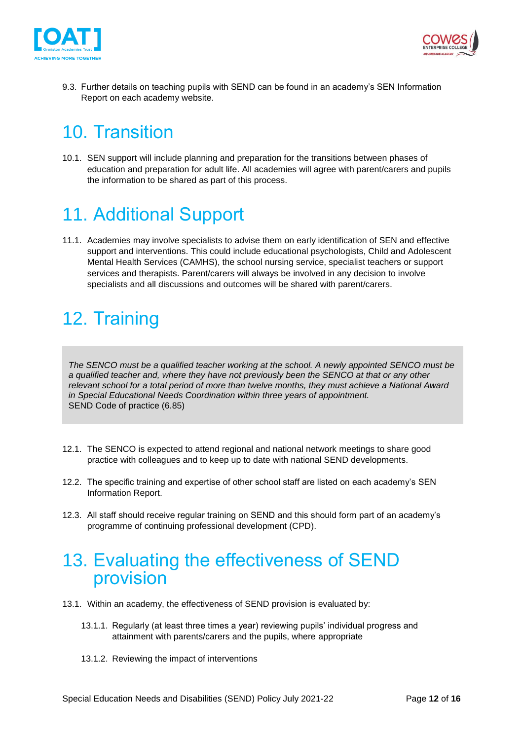9.3. Further details on teaching pupils with SEND can be found in an academy's SEN Information Report on each academy website.

# 10. Transition

10.1. SEN support will include planning and preparation for the transitions between phases of education and preparation for adult life. All academies will agree with parent/carers and pupils the information to be shared as part of this process.

# 11. Additional Support

11.1. Academies may involve specialists to advise them on early identification of SEN and effective support and interventions. This could include educational psychologists, Child and Adolescent Mental Health Services (CAMHS), the school nursing service, specialist teachers or support services and therapists. Parent/carers will always be involved in any decision to involve specialists and all discussions and outcomes will be shared with parent/carers.

# 12. Training

> *The SENCO must be a qualified teacher working at the school. A newly appointed SENCO must be a qualified teacher and, where they have not previously been the SENCO at that or any other relevant school for a total period of more than twelve months, they must achieve a National Award in Special Educational Needs Coordination within three years of appointment.*
> SEND Code of practice (6.85)

12.1. The SENCO is expected to attend regional and national network meetings to share good practice with colleagues and to keep up to date with national SEND developments.

12.2. The specific training and expertise of other school staff are listed on each academy's SEN Information Report.

12.3. All staff should receive regular training on SEND and this should form part of an academy's programme of continuing professional development (CPD).

# 13. Evaluating the effectiveness of SEND provision

13.1. Within an academy, the effectiveness of SEND provision is evaluated by:

13.1.1. Regularly (at least three times a year) reviewing pupils' individual progress and attainment with parents/carers and the pupils, where appropriate

13.1.2. Reviewing the impact of interventions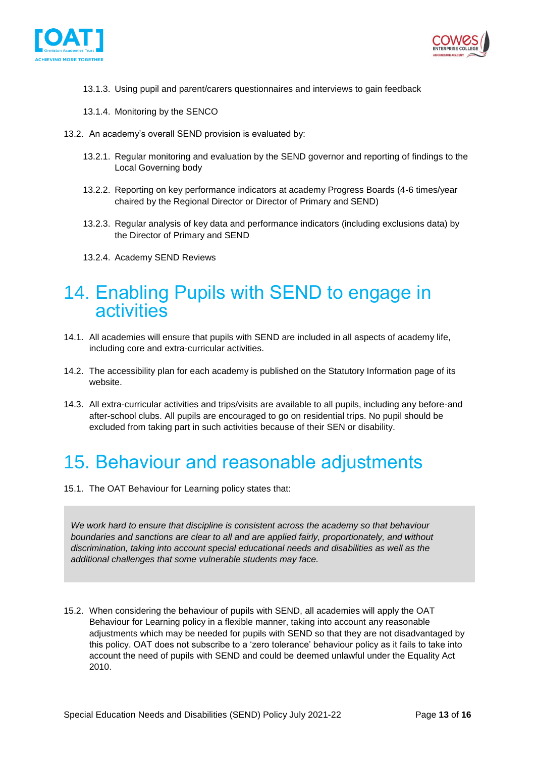13.1.3. Using pupil and parent/carers questionnaires and interviews to gain feedback

13.1.4. Monitoring by the SENCO

13.2. An academy's overall SEND provision is evaluated by:

13.2.1. Regular monitoring and evaluation by the SEND governor and reporting of findings to the Local Governing body

13.2.2. Reporting on key performance indicators at academy Progress Boards (4-6 times/year chaired by the Regional Director or Director of Primary and SEND)

13.2.3. Regular analysis of key data and performance indicators (including exclusions data) by the Director of Primary and SEND

13.2.4. Academy SEND Reviews

# 14. Enabling Pupils with SEND to engage in activities

14.1. All academies will ensure that pupils with SEND are included in all aspects of academy life, including core and extra-curricular activities.

14.2. The accessibility plan for each academy is published on the Statutory Information page of its website.

14.3. All extra-curricular activities and trips/visits are available to all pupils, including any before-and after-school clubs. All pupils are encouraged to go on residential trips. No pupil should be excluded from taking part in such activities because of their SEN or disability.

# 15. Behaviour and reasonable adjustments

15.1. The OAT Behaviour for Learning policy states that:

> *We work hard to ensure that discipline is consistent across the academy so that behaviour boundaries and sanctions are clear to all and are applied fairly, proportionately, and without discrimination, taking into account special educational needs and disabilities as well as the additional challenges that some vulnerable students may face.*

15.2. When considering the behaviour of pupils with SEND, all academies will apply the OAT Behaviour for Learning policy in a flexible manner, taking into account any reasonable adjustments which may be needed for pupils with SEND so that they are not disadvantaged by this policy. OAT does not subscribe to a 'zero tolerance' behaviour policy as it fails to take into account the need of pupils with SEND and could be deemed unlawful under the Equality Act 2010.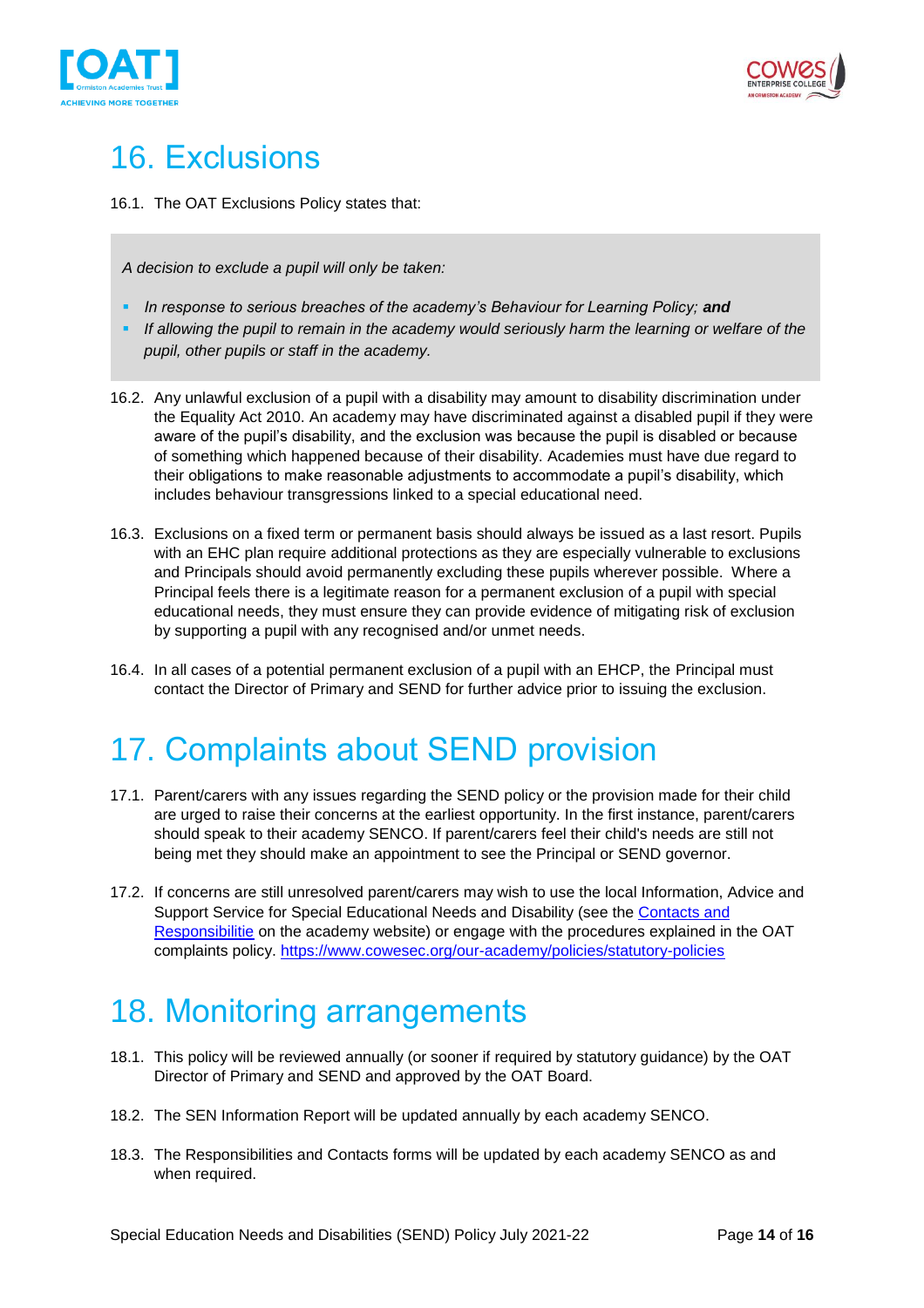# 16. Exclusions

16.1. The OAT Exclusions Policy states that:

> *A decision to exclude a pupil will only be taken:*
>
> - *In response to serious breaches of the academy's Behaviour for Learning Policy;* ***and***
> - *If allowing the pupil to remain in the academy would seriously harm the learning or welfare of the pupil, other pupils or staff in the academy.*

16.2. Any unlawful exclusion of a pupil with a disability may amount to disability discrimination under the Equality Act 2010. An academy may have discriminated against a disabled pupil if they were aware of the pupil's disability, and the exclusion was because the pupil is disabled or because of something which happened because of their disability. Academies must have due regard to their obligations to make reasonable adjustments to accommodate a pupil's disability, which includes behaviour transgressions linked to a special educational need.

16.3. Exclusions on a fixed term or permanent basis should always be issued as a last resort. Pupils with an EHC plan require additional protections as they are especially vulnerable to exclusions and Principals should avoid permanently excluding these pupils wherever possible. Where a Principal feels there is a legitimate reason for a permanent exclusion of a pupil with special educational needs, they must ensure they can provide evidence of mitigating risk of exclusion by supporting a pupil with any recognised and/or unmet needs.

16.4. In all cases of a potential permanent exclusion of a pupil with an EHCP, the Principal must contact the Director of Primary and SEND for further advice prior to issuing the exclusion.

# 17. Complaints about SEND provision

17.1. Parent/carers with any issues regarding the SEND policy or the provision made for their child are urged to raise their concerns at the earliest opportunity. In the first instance, parent/carers should speak to their academy SENCO. If parent/carers feel their child's needs are still not being met they should make an appointment to see the Principal or SEND governor.

17.2. If concerns are still unresolved parent/carers may wish to use the local Information, Advice and Support Service for Special Educational Needs and Disability (see the Contacts and Responsibilitie on the academy website) or engage with the procedures explained in the OAT complaints policy. https://www.cowesec.org/our-academy/policies/statutory-policies

# 18. Monitoring arrangements

18.1. This policy will be reviewed annually (or sooner if required by statutory guidance) by the OAT Director of Primary and SEND and approved by the OAT Board.

18.2. The SEN Information Report will be updated annually by each academy SENCO.

18.3. The Responsibilities and Contacts forms will be updated by each academy SENCO as and when required.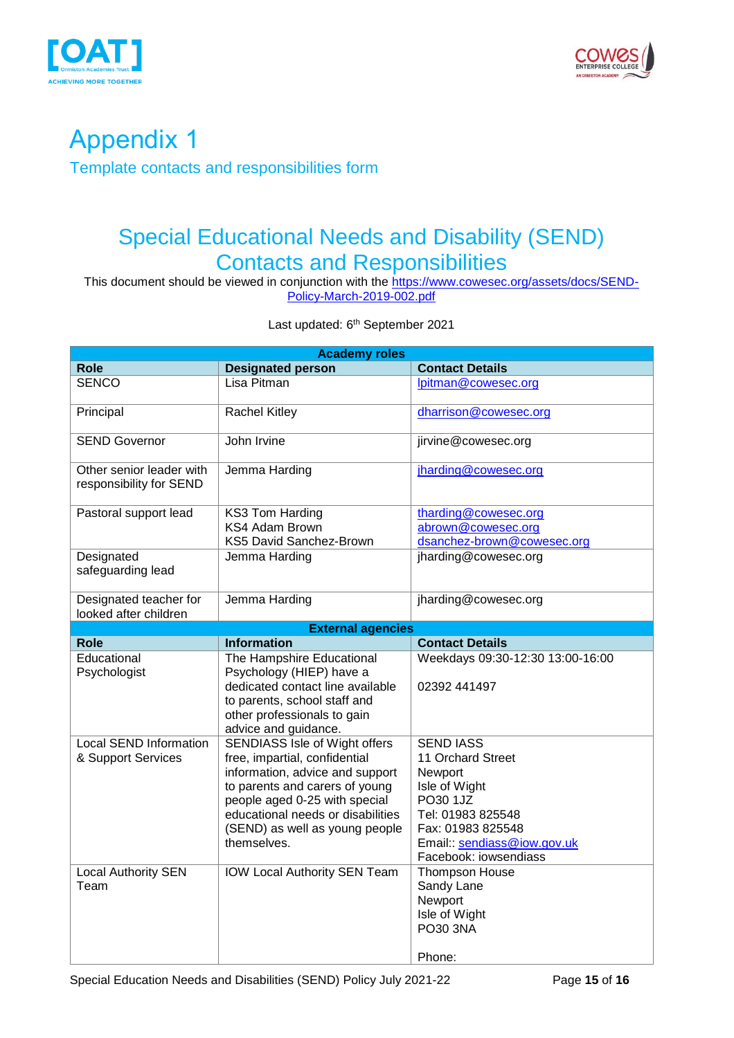# Appendix 1

## Template contacts and responsibilities form

# Special Educational Needs and Disability (SEND) Contacts and Responsibilities

This document should be viewed in conjunction with the https://www.cowesec.org/assets/docs/SEND-Policy-March-2019-002.pdf

Last updated: 6th September 2021

| Academy roles | | |
|---|---|---|
| **Role** | **Designated person** | **Contact Details** |
| SENCO | Lisa Pitman | lpitman@cowesec.org |
| Principal | Rachel Kitley | dharrison@cowesec.org |
| SEND Governor | John Irvine | jirvine@cowesec.org |
| Other senior leader with responsibility for SEND | Jemma Harding | jharding@cowesec.org |
| Pastoral support lead | KS3 Tom Harding<br>KS4 Adam Brown<br>KS5 David Sanchez-Brown | tharding@cowesec.org<br>abrown@cowesec.org<br>dsanchez-brown@cowesec.org |
| Designated safeguarding lead | Jemma Harding | jharding@cowesec.org |
| Designated teacher for looked after children | Jemma Harding | jharding@cowesec.org |
| **External agencies** | | |
| **Role** | **Information** | **Contact Details** |
| Educational Psychologist | The Hampshire Educational Psychology (HIEP) have a dedicated contact line available to parents, school staff and other professionals to gain advice and guidance. | Weekdays 09:30-12:30 13:00-16:00<br><br>02392 441497 |
| Local SEND Information & Support Services | SENDIASS Isle of Wight offers free, impartial, confidential information, advice and support to parents and carers of young people aged 0-25 with special educational needs or disabilities (SEND) as well as young people themselves. | SEND IASS<br>11 Orchard Street<br>Newport<br>Isle of Wight<br>PO30 1JZ<br>Tel: 01983 825548<br>Fax: 01983 825548<br>Email:: sendiass@iow.gov.uk<br>Facebook: iowsendiass |
| Local Authority SEN Team | IOW Local Authority SEN Team | Thompson House<br>Sandy Lane<br>Newport<br>Isle of Wight<br>PO30 3NA<br><br>Phone: |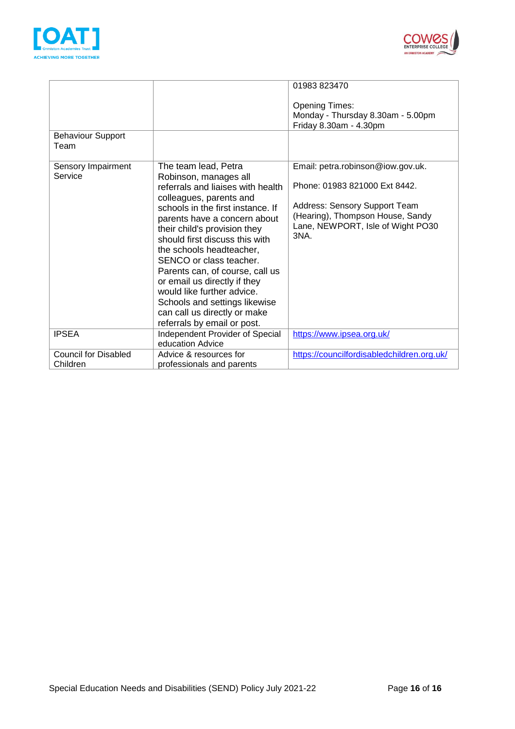| | | |
|---|---|---|
| | | 01983 823470<br><br>Opening Times:<br>Monday - Thursday 8.30am - 5.00pm<br>Friday 8.30am - 4.30pm |
| Behaviour Support Team | | |
| Sensory Impairment Service | The team lead, Petra Robinson, manages all referrals and liaises with health colleagues, parents and schools in the first instance. If parents have a concern about their child's provision they should first discuss this with the schools headteacher, SENCO or class teacher. Parents can, of course, call us or email us directly if they would like further advice. Schools and settings likewise can call us directly or make referrals by email or post. | Email: petra.robinson@iow.gov.uk.<br><br>Phone: 01983 821000 Ext 8442.<br><br>Address: Sensory Support Team (Hearing), Thompson House, Sandy Lane, NEWPORT, Isle of Wight PO30 3NA. |
| IPSEA | Independent Provider of Special education Advice | https://www.ipsea.org.uk/ |
| Council for Disabled Children | Advice & resources for professionals and parents | https://councilfordisabledchildren.org.uk/ |